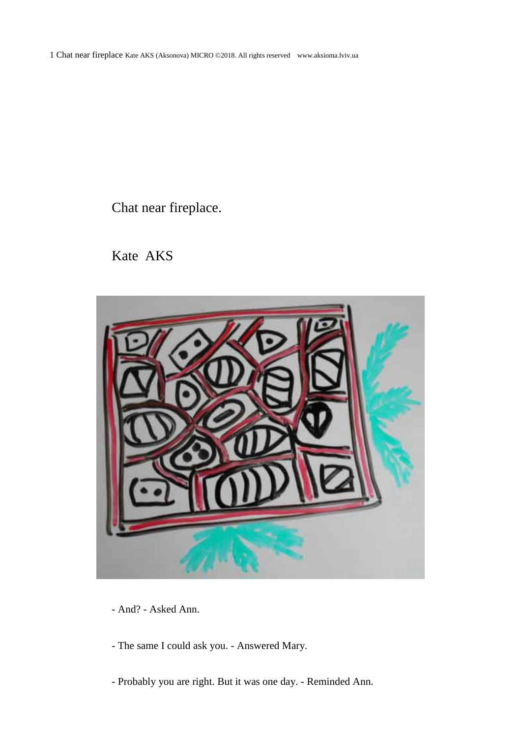# Chat near fireplace.

Kate AKS

- And? - Asked Ann.

- The same I could ask you. - Answered Mary.

- Probably you are right. But it was one day. - Reminded Ann.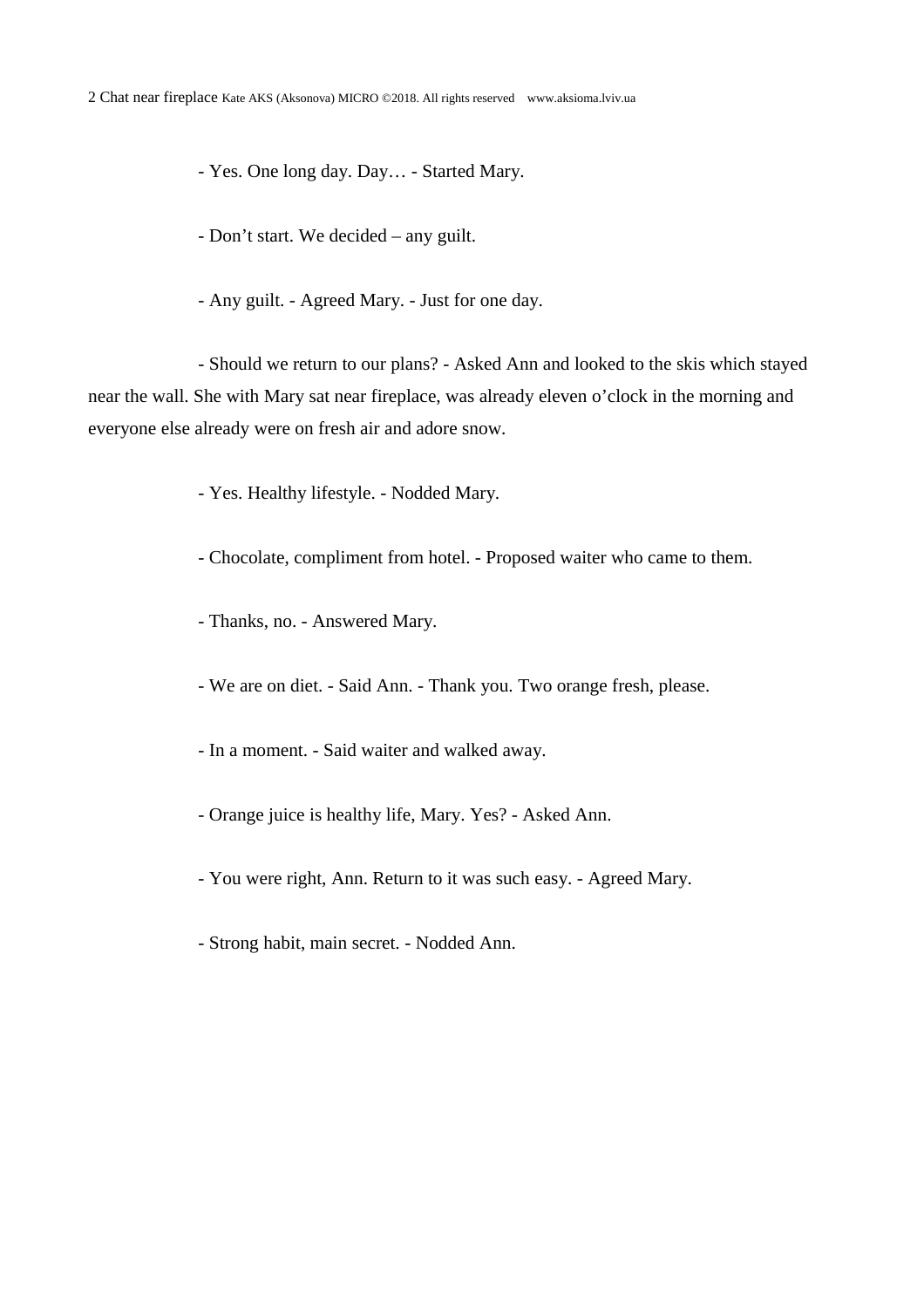- Yes. One long day. Day… - Started Mary.

- Don’t start. We decided – any guilt.

- Any guilt. - Agreed Mary. - Just for one day.

- Should we return to our plans? - Asked Ann and looked to the skis which stayed near the wall. She with Mary sat near fireplace, was already eleven o’clock in the morning and everyone else already were on fresh air and adore snow.

- Yes. Healthy lifestyle. - Nodded Mary.

- Chocolate, compliment from hotel. - Proposed waiter who came to them.

- Thanks, no. - Answered Mary.

- We are on diet. - Said Ann. - Thank you. Two orange fresh, please.

- In a moment. - Said waiter and walked away.

- Orange juice is healthy life, Mary. Yes? - Asked Ann.

- You were right, Ann. Return to it was such easy. - Agreed Mary.

- Strong habit, main secret. - Nodded Ann.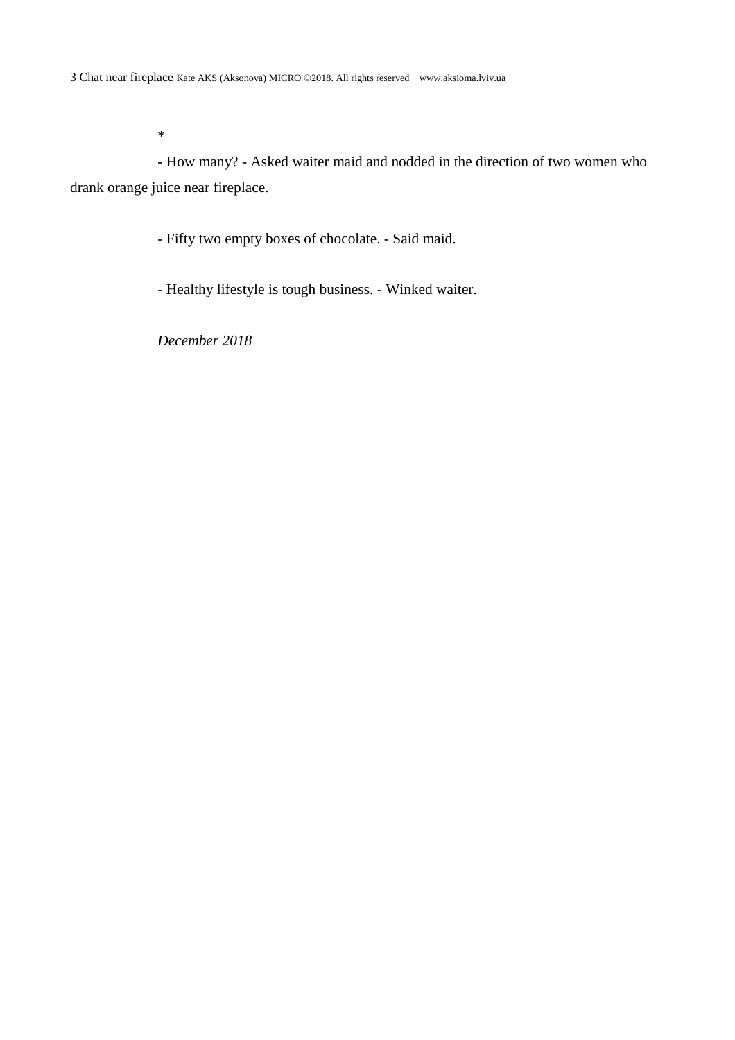*

- How many? - Asked waiter maid and nodded in the direction of two women who drank orange juice near fireplace.

- Fifty two empty boxes of chocolate. - Said maid.

- Healthy lifestyle is tough business. - Winked waiter.

*December 2018*